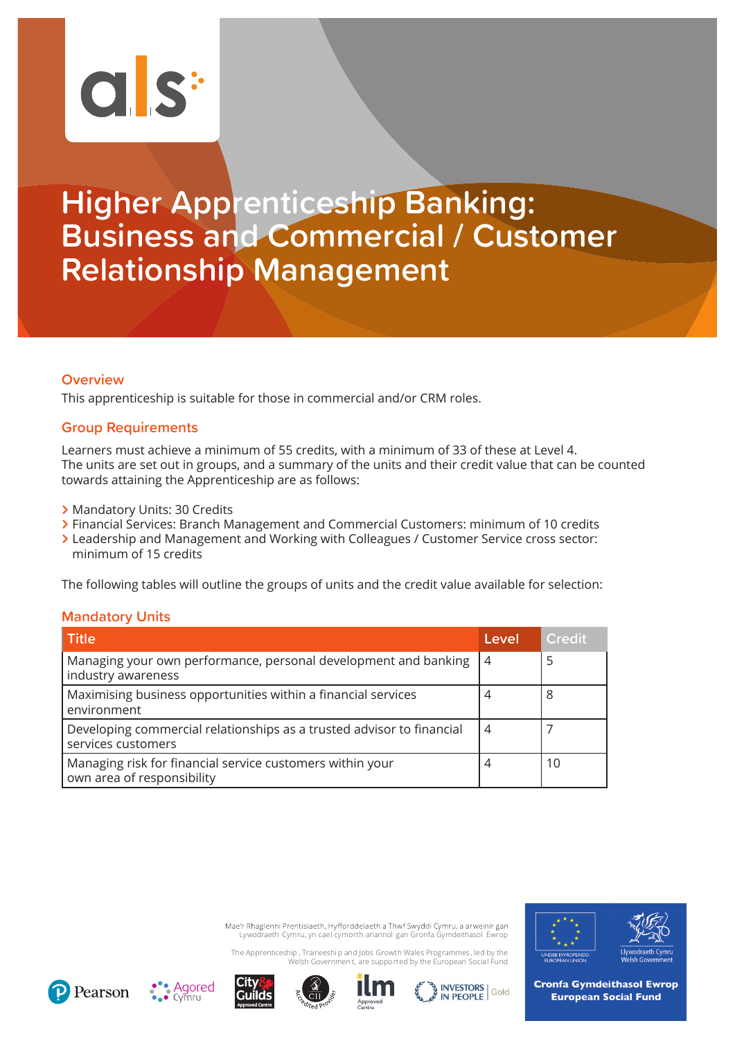# Higher Apprenticeship Banking: Business and Commercial / Customer Relationship Management

## Overview

This apprenticeship is suitable for those in commercial and/or CRM roles.

## Group Requirements

Learners must achieve a minimum of 55 credits, with a minimum of 33 of these at Level 4. The units are set out in groups, and a summary of the units and their credit value that can be counted towards attaining the Apprenticeship are as follows:

- Mandatory Units: 30 Credits
- Financial Services: Branch Management and Commercial Customers: minimum of 10 credits
- Leadership and Management and Working with Colleagues / Customer Service cross sector: minimum of 15 credits

The following tables will outline the groups of units and the credit value available for selection:

## Mandatory Units

| Title | Level | Credit |
|---|---|---|
| Managing your own performance, personal development and banking industry awareness | 4 | 5 |
| Maximising business opportunities within a financial services environment | 4 | 8 |
| Developing commercial relationships as a trusted advisor to financial services customers | 4 | 7 |
| Managing risk for financial service customers within your own area of responsibility | 4 | 10 |

Mae'r Rhaglenni Prentisiaeth, Hyfforddeiaeth a Thwf Swyddi Cymru, a arweinir gan Lywodraeth Cymru, yn cael cymorth ariannol gan Gronfa Gymdeithasol Ewrop

The Apprenticeship, Traineeship and Jobs Growth Wales Programmes, led by the Welsh Government, are supported by the European Social Fund

Cronfa Gymdeithasol Ewrop
European Social Fund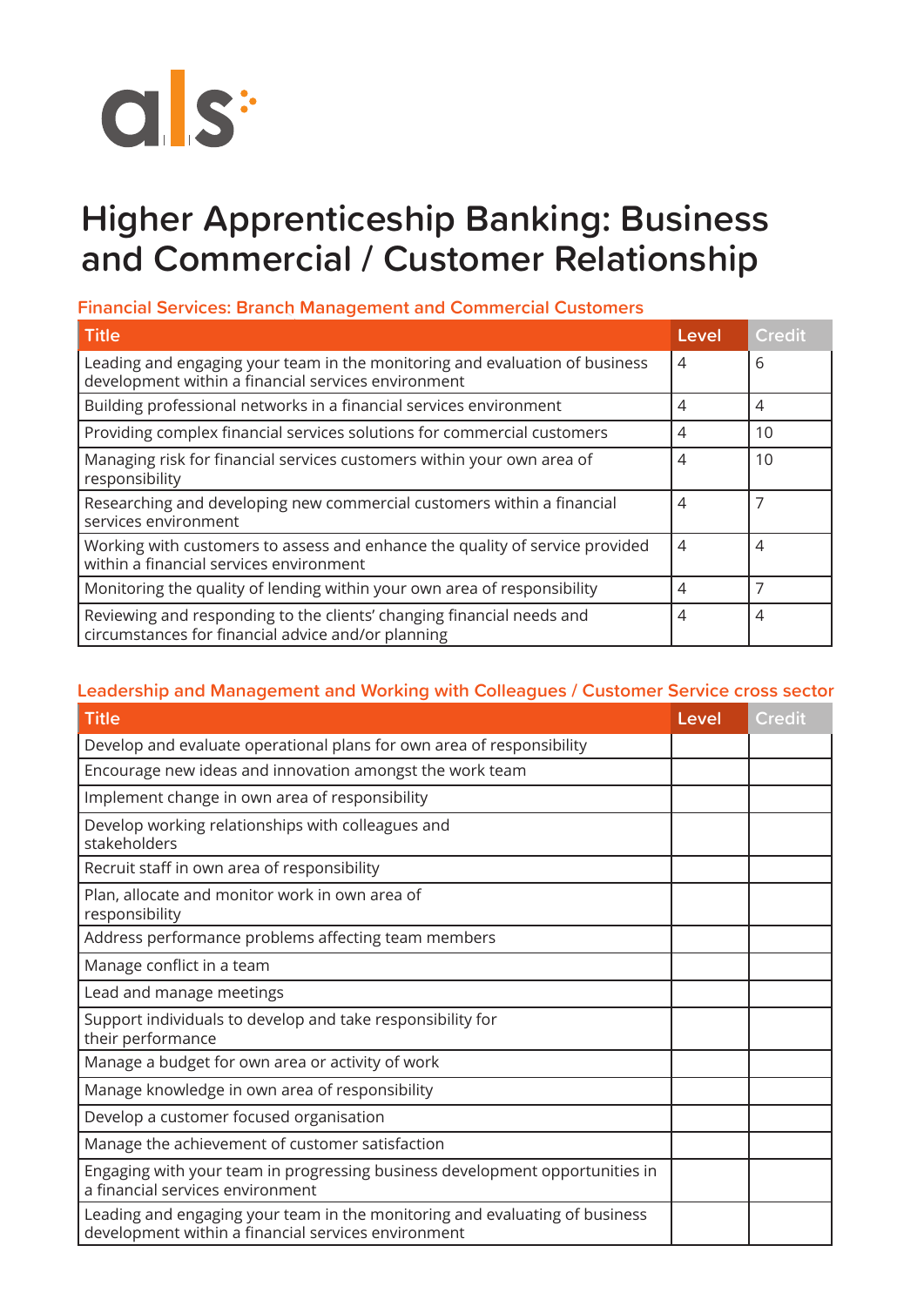# Higher Apprenticeship Banking: Business and Commercial / Customer Relationship

### Financial Services: Branch Management and Commercial Customers

| Title | Level | Credit |
|---|---|---|
| Leading and engaging your team in the monitoring and evaluation of business development within a financial services environment | 4 | 6 |
| Building professional networks in a financial services environment | 4 | 4 |
| Providing complex financial services solutions for commercial customers | 4 | 10 |
| Managing risk for financial services customers within your own area of responsibility | 4 | 10 |
| Researching and developing new commercial customers within a financial services environment | 4 | 7 |
| Working with customers to assess and enhance the quality of service provided within a financial services environment | 4 | 4 |
| Monitoring the quality of lending within your own area of responsibility | 4 | 7 |
| Reviewing and responding to the clients' changing financial needs and circumstances for financial advice and/or planning | 4 | 4 |

### Leadership and Management and Working with Colleagues / Customer Service cross sector

| Title | Level | Credit |
|---|---|---|
| Develop and evaluate operational plans for own area of responsibility | | |
| Encourage new ideas and innovation amongst the work team | | |
| Implement change in own area of responsibility | | |
| Develop working relationships with colleagues and stakeholders | | |
| Recruit staff in own area of responsibility | | |
| Plan, allocate and monitor work in own area of responsibility | | |
| Address performance problems affecting team members | | |
| Manage conflict in a team | | |
| Lead and manage meetings | | |
| Support individuals to develop and take responsibility for their performance | | |
| Manage a budget for own area or activity of work | | |
| Manage knowledge in own area of responsibility | | |
| Develop a customer focused organisation | | |
| Manage the achievement of customer satisfaction | | |
| Engaging with your team in progressing business development opportunities in a financial services environment | | |
| Leading and engaging your team in the monitoring and evaluating of business development within a financial services environment | | |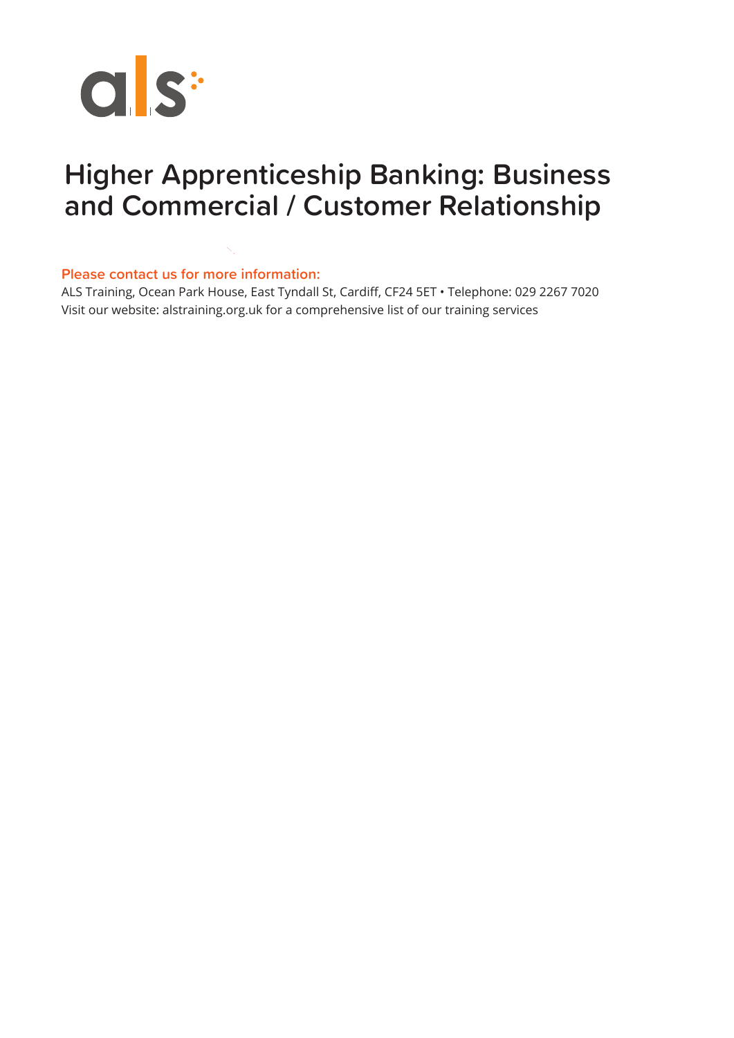# Higher Apprenticeship Banking: Business and Commercial / Customer Relationship

**Please contact us for more information:**

ALS Training, Ocean Park House, East Tyndall St, Cardiff, CF24 5ET • Telephone: 029 2267 7020

Visit our website: alstraining.org.uk for a comprehensive list of our training services